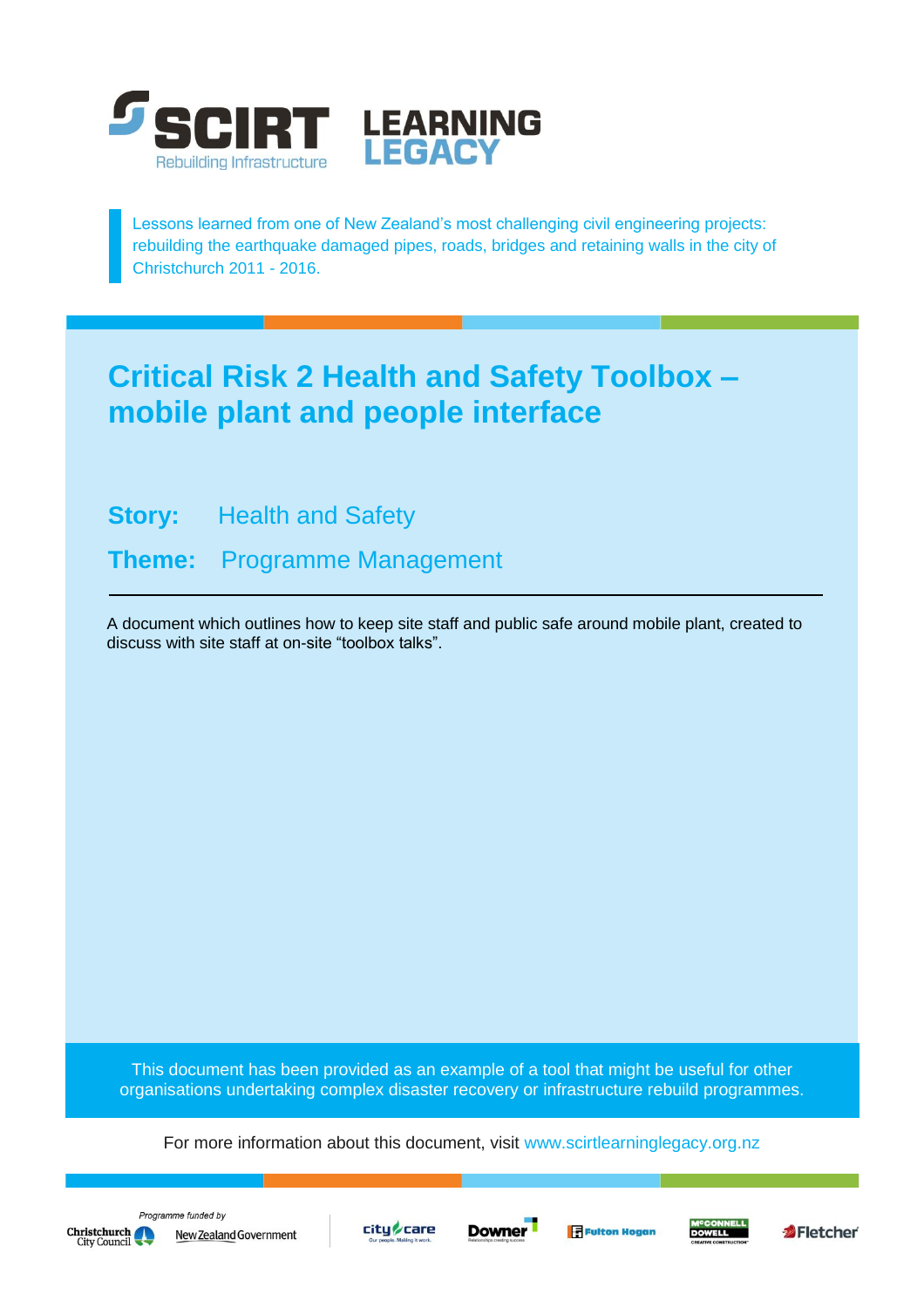SCIRT Rebuilding Infrastructure LEARNING LEGACY

Lessons learned from one of New Zealand's most challenging civil engineering projects: rebuilding the earthquake damaged pipes, roads, bridges and retaining walls in the city of Christchurch 2011 - 2016.

# Critical Risk 2 Health and Safety Toolbox – mobile plant and people interface

**Story:** Health and Safety

**Theme:** Programme Management

---

A document which outlines how to keep site staff and public safe around mobile plant, created to discuss with site staff at on-site "toolbox talks".

This document has been provided as an example of a tool that might be useful for other organisations undertaking complex disaster recovery or infrastructure rebuild programmes.

For more information about this document, visit www.scirtlearninglegacy.org.nz

Programme funded by Christchurch City Council, New Zealand Government

City Care, Downer, Fulton Hogan, McConnell Dowell, Fletcher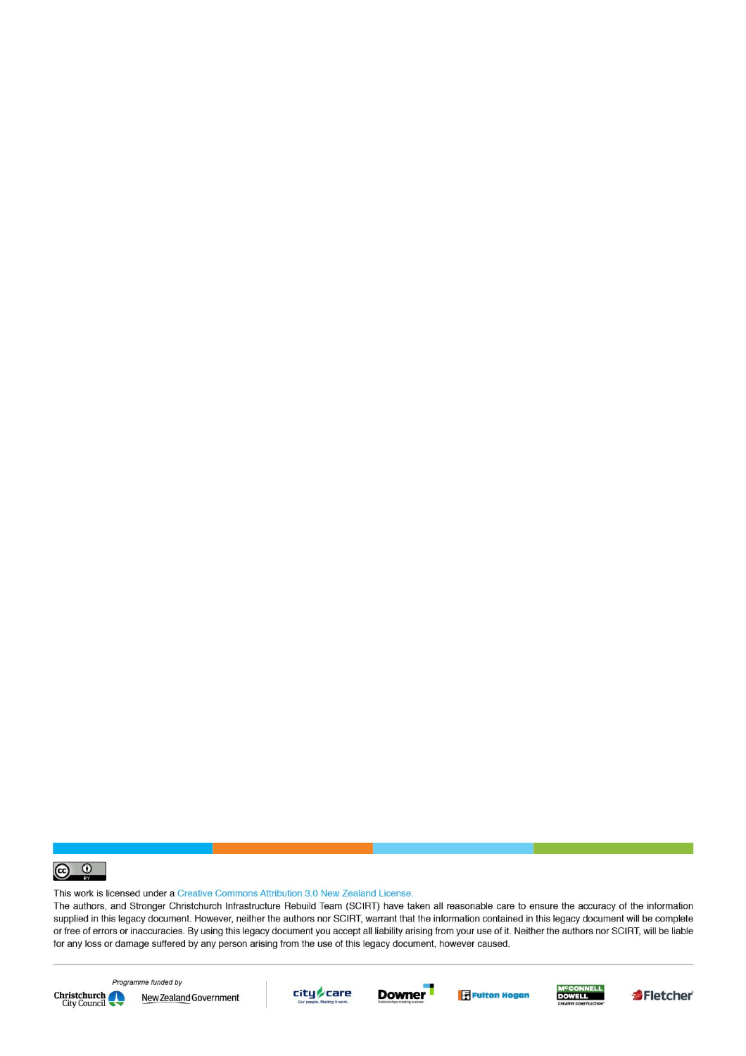This work is licensed under a Creative Commons Attribution 3.0 New Zealand License.

The authors, and Stronger Christchurch Infrastructure Rebuild Team (SCIRT) have taken all reasonable care to ensure the accuracy of the information supplied in this legacy document. However, neither the authors nor SCIRT, warrant that the information contained in this legacy document will be complete or free of errors or inaccuracies. By using this legacy document you accept all liability arising from your use of it. Neither the authors nor SCIRT, will be liable for any loss or damage suffered by any person arising from the use of this legacy document, however caused.

*Programme funded by*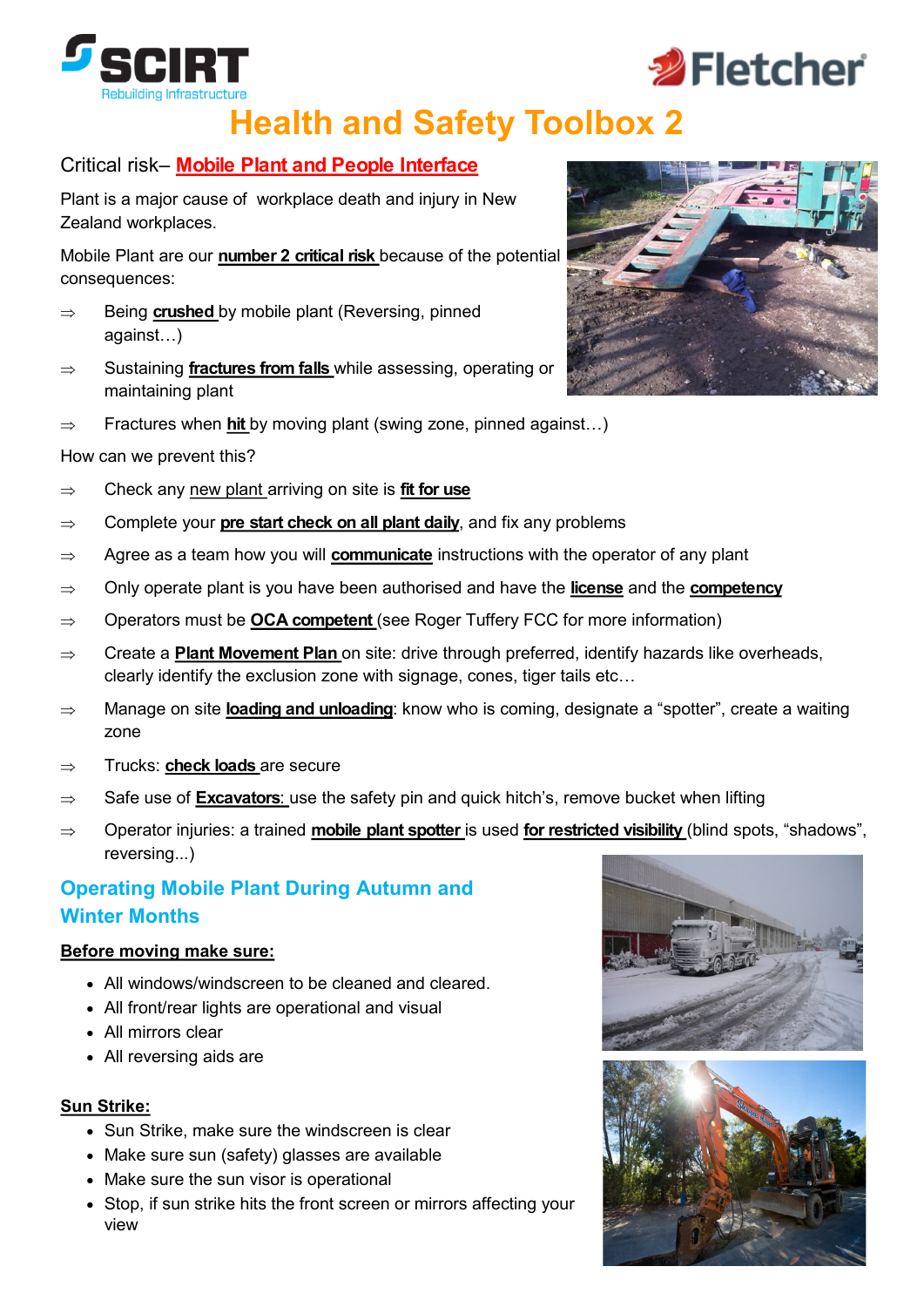# Health and Safety Toolbox 2

Critical risk– **Mobile Plant and People Interface**

Plant is a major cause of workplace death and injury in New Zealand workplaces.

Mobile Plant are our **number 2 critical risk** because of the potential consequences:

- ⇒ Being **crushed** by mobile plant (Reversing, pinned against…)
- ⇒ Sustaining **fractures from falls** while assessing, operating or maintaining plant
- ⇒ Fractures when **hit** by moving plant (swing zone, pinned against…)

How can we prevent this?

- ⇒ Check any new plant arriving on site is **fit for use**
- ⇒ Complete your **pre start check on all plant daily**, and fix any problems
- ⇒ Agree as a team how you will **communicate** instructions with the operator of any plant
- ⇒ Only operate plant is you have been authorised and have the **license** and the **competency**
- ⇒ Operators must be **OCA competent** (see Roger Tuffery FCC for more information)
- ⇒ Create a **Plant Movement Plan** on site: drive through preferred, identify hazards like overheads, clearly identify the exclusion zone with signage, cones, tiger tails etc…
- ⇒ Manage on site **loading and unloading**: know who is coming, designate a "spotter", create a waiting zone
- ⇒ Trucks: **check loads** are secure
- ⇒ Safe use of **Excavators**: use the safety pin and quick hitch's, remove bucket when lifting
- ⇒ Operator injuries: a trained **mobile plant spotter** is used **for restricted visibility** (blind spots, "shadows", reversing...)

## Operating Mobile Plant During Autumn and Winter Months

**Before moving make sure:**

- All windows/windscreen to be cleaned and cleared.
- All front/rear lights are operational and visual
- All mirrors clear
- All reversing aids are

**Sun Strike:**

- Sun Strike, make sure the windscreen is clear
- Make sure sun (safety) glasses are available
- Make sure the sun visor is operational
- Stop, if sun strike hits the front screen or mirrors affecting your view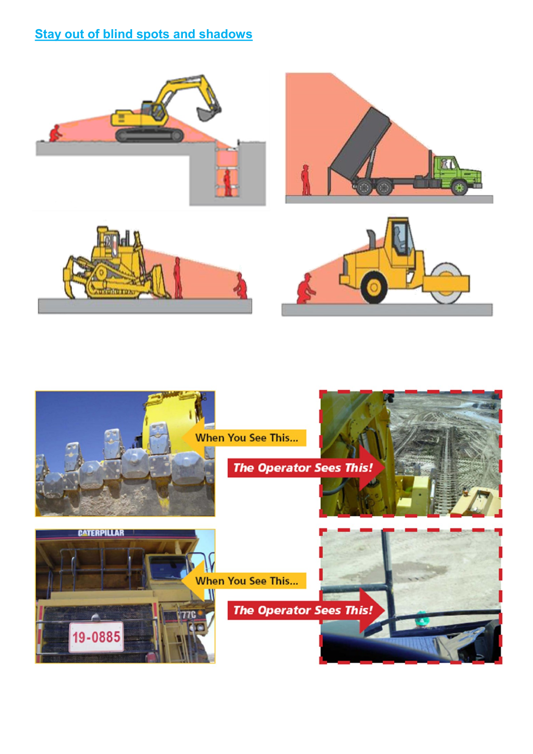## Stay out of blind spots and shadows

When You See This...

The Operator Sees This!

When You See This...

The Operator Sees This!